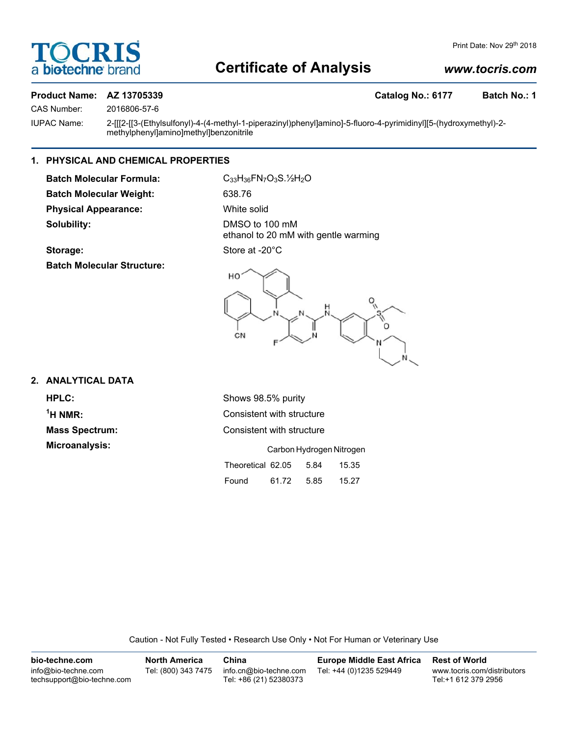# Certificate of Analysis

Print Date: Nov 29th 2018

www.tocris.com

**Product Name: AZ 13705339** **Catalog No.: 6177** **Batch No.: 1**

CAS Number: 2016806-57-6

IUPAC Name: 2-[[[2-[[3-(Ethylsulfonyl)-4-(4-methyl-1-piperazinyl)phenyl]amino]-5-fluoro-4-pyrimidinyl][5-(hydroxymethyl)-2-methylphenyl]amino]methyl]benzonitrile

## 1. PHYSICAL AND CHEMICAL PROPERTIES

**Batch Molecular Formula:** $C_{33}H_{36}FN_7O_3S.½H_2O$

**Batch Molecular Weight:** 638.76

**Physical Appearance:** White solid

**Solubility:** DMSO to 100 mM
ethanol to 20 mM with gentle warming

**Storage:** Store at -20°C

**Batch Molecular Structure:**

## 2. ANALYTICAL DATA

**HPLC:** Shows 98.5% purity

**$^1$H NMR:** Consistent with structure

**Mass Spectrum:** Consistent with structure

**Microanalysis:**

| | Carbon | Hydrogen | Nitrogen |
|---|---|---|---|
| Theoretical | 62.05 | 5.84 | 15.35 |
| Found | 61.72 | 5.85 | 15.27 |

Caution - Not Fully Tested • Research Use Only • Not For Human or Veterinary Use

**bio-techne.com**
info@bio-techne.com
techsupport@bio-techne.com

**North America**
Tel: (800) 343 7475

**China**
info.cn@bio-techne.com
Tel: +86 (21) 52380373

**Europe Middle East Africa**
Tel: +44 (0)1235 529449

**Rest of World**
www.tocris.com/distributors
Tel:+1 612 379 2956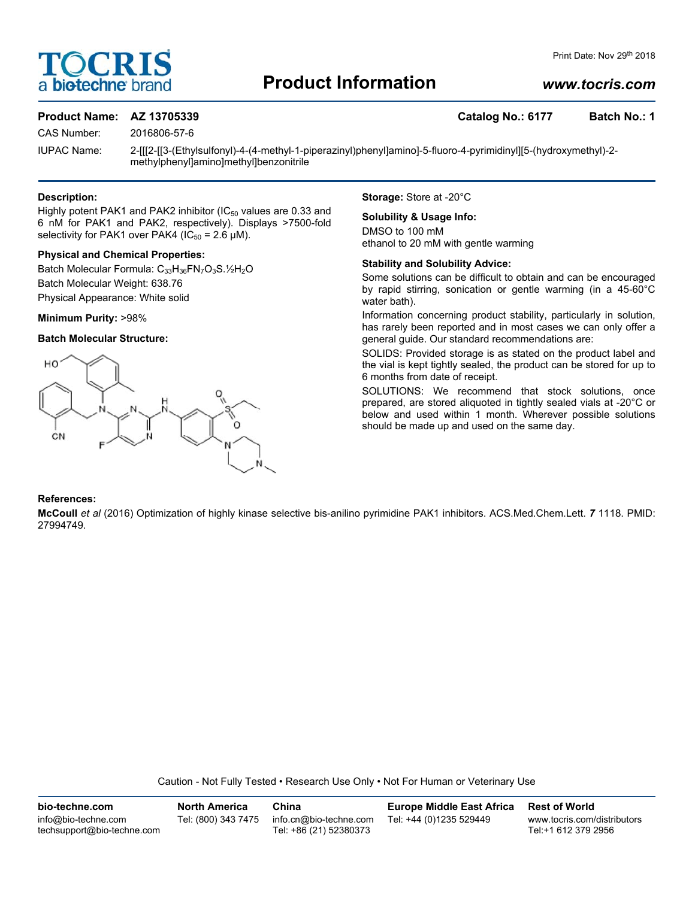Print Date: Nov 29th 2018

# Product Information

*www.tocris.com*

**Product Name: AZ 13705339** **Catalog No.: 6177** **Batch No.: 1**

CAS Number: 2016806-57-6

IUPAC Name: 2-[[[2-[[3-(Ethylsulfonyl)-4-(4-methyl-1-piperazinyl)phenyl]amino]-5-fluoro-4-pyrimidinyl][5-(hydroxymethyl)-2-methylphenyl]amino]methyl]benzonitrile

### Description:

Highly potent PAK1 and PAK2 inhibitor ($IC_{50}$ values are 0.33 and 6 nM for PAK1 and PAK2, respectively). Displays >7500-fold selectivity for PAK1 over PAK4 ($IC_{50}$ = 2.6 μM).

### Physical and Chemical Properties:

Batch Molecular Formula: $C_{33}H_{36}FN_7O_3S.½H_2O$

Batch Molecular Weight: 638.76

Physical Appearance: White solid

**Minimum Purity:** >98%

### Batch Molecular Structure:

HO
N
N
H
N
O
S
O
CN
F
N
N
N

**Storage:** Store at -20°C

### Solubility & Usage Info:

DMSO to 100 mM

ethanol to 20 mM with gentle warming

### Stability and Solubility Advice:

Some solutions can be difficult to obtain and can be encouraged by rapid stirring, sonication or gentle warming (in a 45-60°C water bath).

Information concerning product stability, particularly in solution, has rarely been reported and in most cases we can only offer a general guide. Our standard recommendations are:

SOLIDS: Provided storage is as stated on the product label and the vial is kept tightly sealed, the product can be stored for up to 6 months from date of receipt.

SOLUTIONS: We recommend that stock solutions, once prepared, are stored aliquoted in tightly sealed vials at -20°C or below and used within 1 month. Wherever possible solutions should be made up and used on the same day.

### References:

**McCoull** *et al* (2016) Optimization of highly kinase selective bis-anilino pyrimidine PAK1 inhibitors. ACS.Med.Chem.Lett. ***7*** 1118. PMID: 27994749.

Caution - Not Fully Tested • Research Use Only • Not For Human or Veterinary Use

**bio-techne.com**
info@bio-techne.com
techsupport@bio-techne.com

**North America**
Tel: (800) 343 7475

**China**
info.cn@bio-techne.com
Tel: +86 (21) 52380373

**Europe Middle East Africa**
Tel: +44 (0)1235 529449

**Rest of World**
www.tocris.com/distributors
Tel:+1 612 379 2956